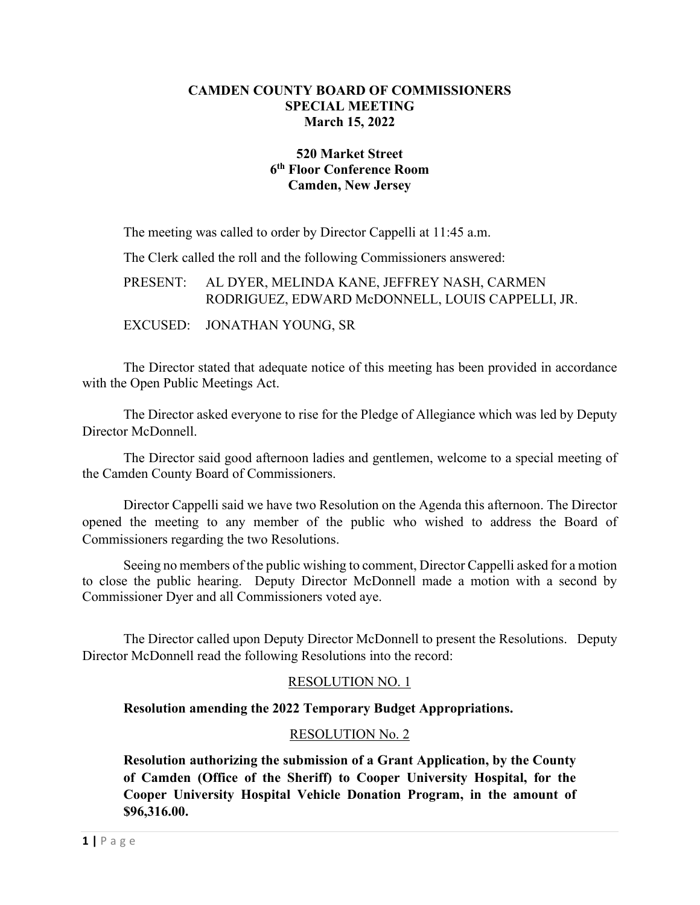# CAMDEN COUNTY BOARD OF COMMISSIONERS
## SPECIAL MEETING
## March 15, 2022

**520 Market Street**
**6th Floor Conference Room**
**Camden, New Jersey**

The meeting was called to order by Director Cappelli at 11:45 a.m.

The Clerk called the roll and the following Commissioners answered:

PRESENT: AL DYER, MELINDA KANE, JEFFREY NASH, CARMEN RODRIGUEZ, EDWARD McDONNELL, LOUIS CAPPELLI, JR.

EXCUSED: JONATHAN YOUNG, SR

The Director stated that adequate notice of this meeting has been provided in accordance with the Open Public Meetings Act.

The Director asked everyone to rise for the Pledge of Allegiance which was led by Deputy Director McDonnell.

The Director said good afternoon ladies and gentlemen, welcome to a special meeting of the Camden County Board of Commissioners.

Director Cappelli said we have two Resolution on the Agenda this afternoon. The Director opened the meeting to any member of the public who wished to address the Board of Commissioners regarding the two Resolutions.

Seeing no members of the public wishing to comment, Director Cappelli asked for a motion to close the public hearing. Deputy Director McDonnell made a motion with a second by Commissioner Dyer and all Commissioners voted aye.

The Director called upon Deputy Director McDonnell to present the Resolutions. Deputy Director McDonnell read the following Resolutions into the record:

RESOLUTION NO. 1

**Resolution amending the 2022 Temporary Budget Appropriations.**

RESOLUTION No. 2

**Resolution authorizing the submission of a Grant Application, by the County of Camden (Office of the Sheriff) to Cooper University Hospital, for the Cooper University Hospital Vehicle Donation Program, in the amount of $96,316.00.**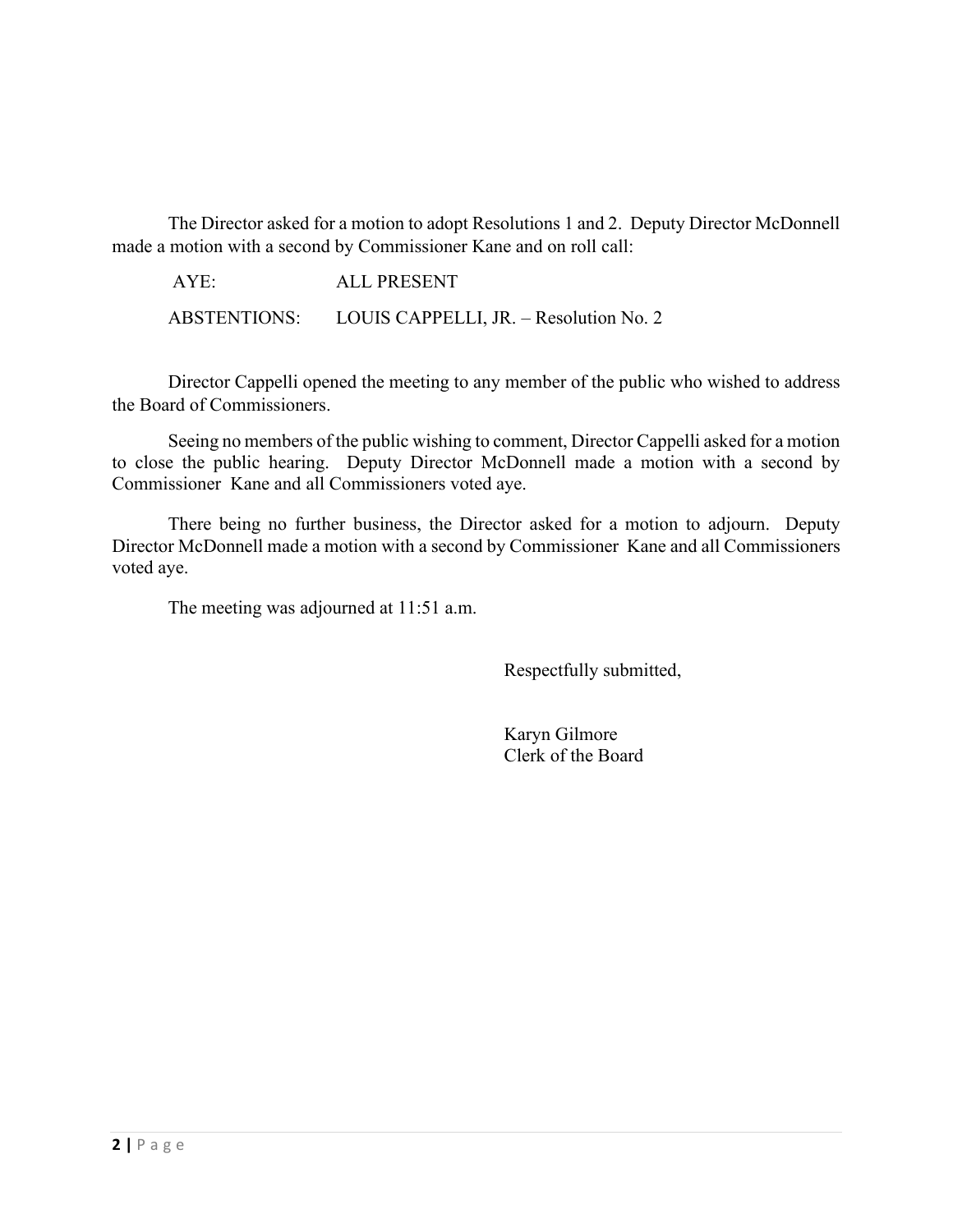The Director asked for a motion to adopt Resolutions 1 and 2. Deputy Director McDonnell made a motion with a second by Commissioner Kane and on roll call:

AYE: ALL PRESENT

ABSTENTIONS: LOUIS CAPPELLI, JR. – Resolution No. 2

Director Cappelli opened the meeting to any member of the public who wished to address the Board of Commissioners.

Seeing no members of the public wishing to comment, Director Cappelli asked for a motion to close the public hearing. Deputy Director McDonnell made a motion with a second by Commissioner Kane and all Commissioners voted aye.

There being no further business, the Director asked for a motion to adjourn. Deputy Director McDonnell made a motion with a second by Commissioner Kane and all Commissioners voted aye.

The meeting was adjourned at 11:51 a.m.

Respectfully submitted,

Karyn Gilmore
Clerk of the Board